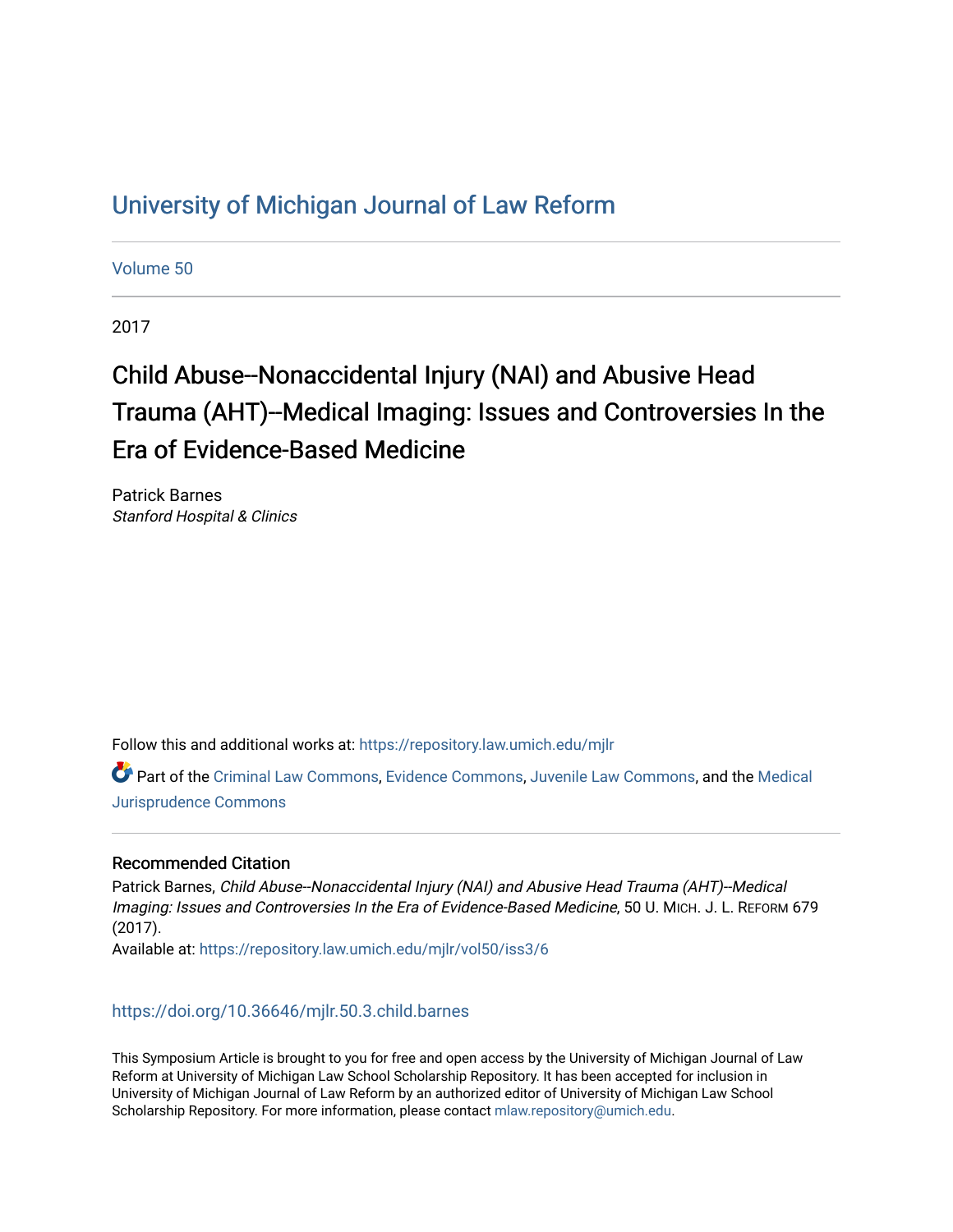# University of Michigan Journal of Law Reform

Volume 50

2017

## Child Abuse--Nonaccidental Injury (NAI) and Abusive Head Trauma (AHT)--Medical Imaging: Issues and Controversies In the Era of Evidence-Based Medicine

Patrick Barnes
*Stanford Hospital & Clinics*

Follow this and additional works at: https://repository.law.umich.edu/mjlr

Part of the Criminal Law Commons, Evidence Commons, Juvenile Law Commons, and the Medical Jurisprudence Commons

### Recommended Citation

Patrick Barnes, *Child Abuse--Nonaccidental Injury (NAI) and Abusive Head Trauma (AHT)--Medical Imaging: Issues and Controversies In the Era of Evidence-Based Medicine*, 50 U. MICH. J. L. REFORM 679 (2017).
Available at: https://repository.law.umich.edu/mjlr/vol50/iss3/6

https://doi.org/10.36646/mjlr.50.3.child.barnes

This Symposium Article is brought to you for free and open access by the University of Michigan Journal of Law Reform at University of Michigan Law School Scholarship Repository. It has been accepted for inclusion in University of Michigan Journal of Law Reform by an authorized editor of University of Michigan Law School Scholarship Repository. For more information, please contact mlaw.repository@umich.edu.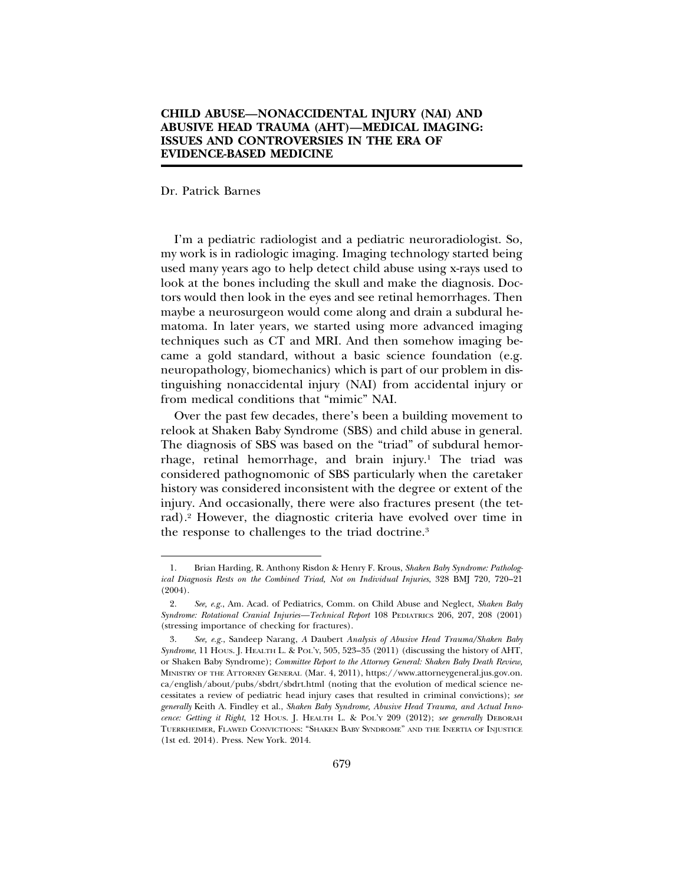# CHILD ABUSE—NONACCIDENTAL INJURY (NAI) AND ABUSIVE HEAD TRAUMA (AHT)—MEDICAL IMAGING: ISSUES AND CONTROVERSIES IN THE ERA OF EVIDENCE-BASED MEDICINE

Dr. Patrick Barnes

I'm a pediatric radiologist and a pediatric neuroradiologist. So, my work is in radiologic imaging. Imaging technology started being used many years ago to help detect child abuse using x-rays used to look at the bones including the skull and make the diagnosis. Doctors would then look in the eyes and see retinal hemorrhages. Then maybe a neurosurgeon would come along and drain a subdural hematoma. In later years, we started using more advanced imaging techniques such as CT and MRI. And then somehow imaging became a gold standard, without a basic science foundation (e.g. neuropathology, biomechanics) which is part of our problem in distinguishing nonaccidental injury (NAI) from accidental injury or from medical conditions that "mimic" NAI.

Over the past few decades, there's been a building movement to relook at Shaken Baby Syndrome (SBS) and child abuse in general. The diagnosis of SBS was based on the "triad" of subdural hemorrhage, retinal hemorrhage, and brain injury.[1] The triad was considered pathognomonic of SBS particularly when the caretaker history was considered inconsistent with the degree or extent of the injury. And occasionally, there were also fractures present (the tetrad).[2] However, the diagnostic criteria have evolved over time in the response to challenges to the triad doctrine.[3]

---

1. Brian Harding, R. Anthony Risdon & Henry F. Krous, *Shaken Baby Syndrome: Pathological Diagnosis Rests on the Combined Triad, Not on Individual Injuries*, 328 BMJ 720, 720–21 (2004).

2. *See, e.g.*, Am. Acad. of Pediatrics, Comm. on Child Abuse and Neglect, *Shaken Baby Syndrome: Rotational Cranial Injuries—Technical Report* 108 PEDIATRICS 206, 207, 208 (2001) (stressing importance of checking for fractures).

3. *See, e.g.*, Sandeep Narang, *A* Daubert *Analysis of Abusive Head Trauma/Shaken Baby Syndrome*, 11 HOUS. J. HEALTH L. & POL'Y, 505, 523–35 (2011) (discussing the history of AHT, or Shaken Baby Syndrome); *Committee Report to the Attorney General: Shaken Baby Death Review,* MINISTRY OF THE ATTORNEY GENERAL (Mar. 4, 2011), https://www.attorneygeneral.jus.gov.on.ca/english/about/pubs/sbdrt/sbdrt.html (noting that the evolution of medical science necessitates a review of pediatric head injury cases that resulted in criminal convictions); *see generally* Keith A. Findley et al., *Shaken Baby Syndrome, Abusive Head Trauma, and Actual Innocence: Getting it Right*, 12 HOUS. J. HEALTH L. & POL'Y 209 (2012); *see generally* DEBORAH TUERKHEIMER, FLAWED CONVICTIONS: "SHAKEN BABY SYNDROME" AND THE INERTIA OF INJUSTICE (1st ed. 2014). Press. New York. 2014.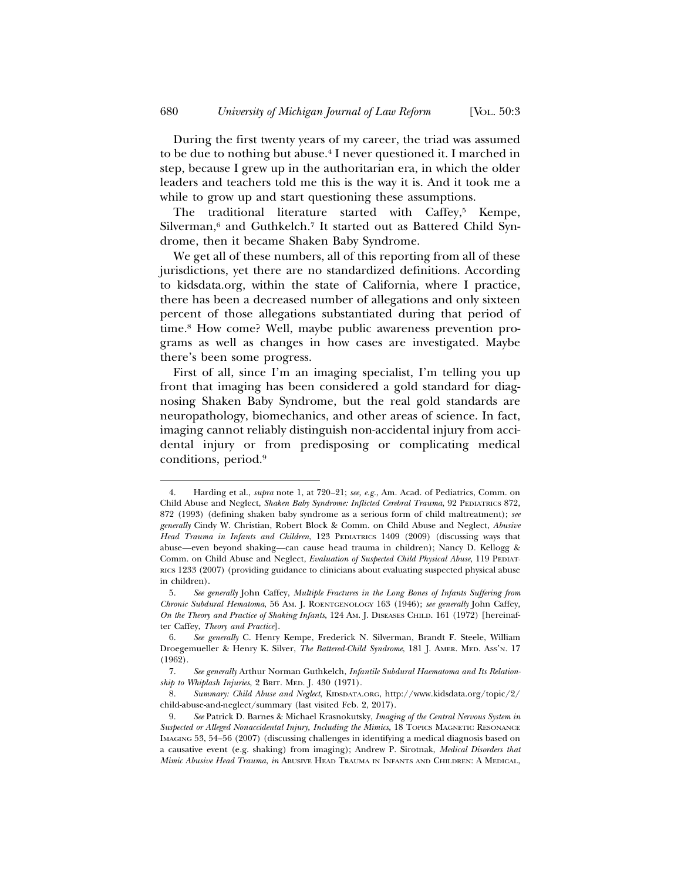During the first twenty years of my career, the triad was assumed to be due to nothing but abuse.[4] I never questioned it. I marched in step, because I grew up in the authoritarian era, in which the older leaders and teachers told me this is the way it is. And it took me a while to grow up and start questioning these assumptions.

The traditional literature started with Caffey,[5] Kempe, Silverman,[6] and Guthkelch.[7] It started out as Battered Child Syndrome, then it became Shaken Baby Syndrome.

We get all of these numbers, all of this reporting from all of these jurisdictions, yet there are no standardized definitions. According to kidsdata.org, within the state of California, where I practice, there has been a decreased number of allegations and only sixteen percent of those allegations substantiated during that period of time.[8] How come? Well, maybe public awareness prevention programs as well as changes in how cases are investigated. Maybe there's been some progress.

First of all, since I'm an imaging specialist, I'm telling you up front that imaging has been considered a gold standard for diagnosing Shaken Baby Syndrome, but the real gold standards are neuropathology, biomechanics, and other areas of science. In fact, imaging cannot reliably distinguish non-accidental injury from accidental injury or from predisposing or complicating medical conditions, period.[9]

---

4. Harding et al., *supra* note 1, at 720–21; *see, e.g.*, Am. Acad. of Pediatrics, Comm. on Child Abuse and Neglect, *Shaken Baby Syndrome: Inflicted Cerebral Trauma*, 92 PEDIATRICS 872, 872 (1993) (defining shaken baby syndrome as a serious form of child maltreatment); *see generally* Cindy W. Christian, Robert Block & Comm. on Child Abuse and Neglect, *Abusive Head Trauma in Infants and Children*, 123 PEDIATRICS 1409 (2009) (discussing ways that abuse—even beyond shaking—can cause head trauma in children); Nancy D. Kellogg & Comm. on Child Abuse and Neglect, *Evaluation of Suspected Child Physical Abuse*, 119 PEDIATRICS 1233 (2007) (providing guidance to clinicians about evaluating suspected physical abuse in children).

5. *See generally* John Caffey, *Multiple Fractures in the Long Bones of Infants Suffering from Chronic Subdural Hematoma*, 56 AM. J. ROENTGENOLOGY 163 (1946); *see generally* John Caffey, *On the Theory and Practice of Shaking Infants*, 124 AM. J. DISEASES CHILD. 161 (1972) [hereinafter Caffey, *Theory and Practice*].

6. *See generally* C. Henry Kempe, Frederick N. Silverman, Brandt F. Steele, William Droegemueller & Henry K. Silver, *The Battered-Child Syndrome*, 181 J. AMER. MED. ASS'N. 17 (1962).

7. *See generally* Arthur Norman Guthkelch, *Infantile Subdural Haematoma and Its Relationship to Whiplash Injuries*, 2 BRIT. MED. J. 430 (1971).

8. *Summary: Child Abuse and Neglect*, KIDSDATA.ORG, http://www.kidsdata.org/topic/2/child-abuse-and-neglect/summary (last visited Feb. 2, 2017).

9. *See* Patrick D. Barnes & Michael Krasnokutsky, *Imaging of the Central Nervous System in Suspected or Alleged Nonaccidental Injury, Including the Mimics*, 18 TOPICS MAGNETIC RESONANCE IMAGING 53, 54–56 (2007) (discussing challenges in identifying a medical diagnosis based on a causative event (e.g. shaking) from imaging); Andrew P. Sirotnak, *Medical Disorders that Mimic Abusive Head Trauma*, *in* ABUSIVE HEAD TRAUMA IN INFANTS AND CHILDREN: A MEDICAL,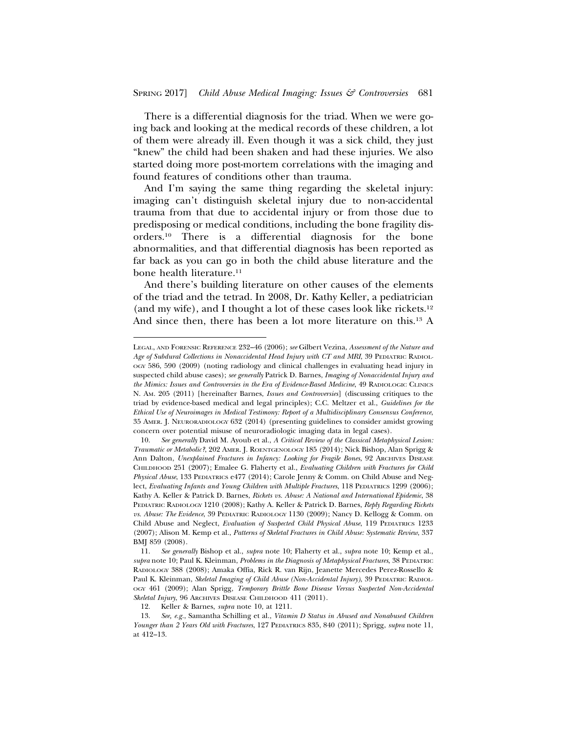There is a differential diagnosis for the triad. When we were going back and looking at the medical records of these children, a lot of them were already ill. Even though it was a sick child, they just "knew" the child had been shaken and had these injuries. We also started doing more post-mortem correlations with the imaging and found features of conditions other than trauma.

And I'm saying the same thing regarding the skeletal injury: imaging can't distinguish skeletal injury due to non-accidental trauma from that due to accidental injury or from those due to predisposing or medical conditions, including the bone fragility disorders.[10] There is a differential diagnosis for the bone abnormalities, and that differential diagnosis has been reported as far back as you can go in both the child abuse literature and the bone health literature.[11]

And there's building literature on other causes of the elements of the triad and the tetrad. In 2008, Dr. Kathy Keller, a pediatrician (and my wife), and I thought a lot of these cases look like rickets.[12] And since then, there has been a lot more literature on this.[13] A

---

LEGAL, AND FORENSIC REFERENCE 232–46 (2006); *see* Gilbert Vezina, *Assessment of the Nature and Age of Subdural Collections in Nonaccidental Head Injury with CT and MRI*, 39 PEDIATRIC RADIOLOGY 586, 590 (2009) (noting radiology and clinical challenges in evaluating head injury in suspected child abuse cases); *see generally* Patrick D. Barnes, *Imaging of Nonaccidental Injury and the Mimics: Issues and Controversies in the Era of Evidence-Based Medicine*, 49 RADIOLOGIC CLINICS N. AM. 205 (2011) [hereinafter Barnes, *Issues and Controversies*] (discussing critiques to the triad by evidence-based medical and legal principles); C.C. Meltzer et al., *Guidelines for the Ethical Use of Neuroimages in Medical Testimony: Report of a Multidisciplinary Consensus Conference*, 35 AMER. J. NEURORADIOLOGY 632 (2014) (presenting guidelines to consider amidst growing concern over potential misuse of neuroradiologic imaging data in legal cases).

10. *See generally* David M. Ayoub et al., *A Critical Review of the Classical Metaphyseal Lesion: Traumatic or Metabolic?*, 202 AMER. J. ROENTGENOLOGY 185 (2014); Nick Bishop, Alan Sprigg & Ann Dalton, *Unexplained Fractures in Infancy: Looking for Fragile Bones*, 92 ARCHIVES DISEASE CHILDHOOD 251 (2007); Emalee G. Flaherty et al., *Evaluating Children with Fractures for Child Physical Abuse*, 133 PEDIATRICS e477 (2014); Carole Jenny & Comm. on Child Abuse and Neglect, *Evaluating Infants and Young Children with Multiple Fractures*, 118 PEDIATRICS 1299 (2006); Kathy A. Keller & Patrick D. Barnes, *Rickets vs. Abuse: A National and International Epidemic*, 38 PEDIATRIC RADIOLOGY 1210 (2008); Kathy A. Keller & Patrick D. Barnes, *Reply Regarding Rickets vs. Abuse: The Evidence*, 39 PEDIATRIC RADIOLOGY 1130 (2009); Nancy D. Kellogg & Comm. on Child Abuse and Neglect, *Evaluation of Suspected Child Physical Abuse*, 119 PEDIATRICS 1233 (2007); Alison M. Kemp et al., *Patterns of Skeletal Fractures in Child Abuse: Systematic Review*, 337 BMJ 859 (2008).

11. *See generally* Bishop et al., *supra* note 10; Flaherty et al., *supra* note 10; Kemp et al., *supra* note 10; Paul K. Kleinman, *Problems in the Diagnosis of Metaphyseal Fractures*, 38 PEDIATRIC RADIOLOGY 388 (2008); Amaka Offia, Rick R. van Rijn, Jeanette Mercedes Perez-Rossello & Paul K. Kleinman, *Skeletal Imaging of Child Abuse (Non-Accidental Injury)*, 39 PEDIATRIC RADIOLOGY 461 (2009); Alan Sprigg, *Temporary Brittle Bone Disease Versus Suspected Non-Accidental Skeletal Injury*, 96 ARCHIVES DISEASE CHILDHOOD 411 (2011).

12. Keller & Barnes, *supra* note 10, at 1211.

13. *See, e.g.*, Samantha Schilling et al., *Vitamin D Status in Abused and Nonabused Children Younger than 2 Years Old with Fractures*, 127 PEDIATRICS 835, 840 (2011); Sprigg, *supra* note 11, at 412–13.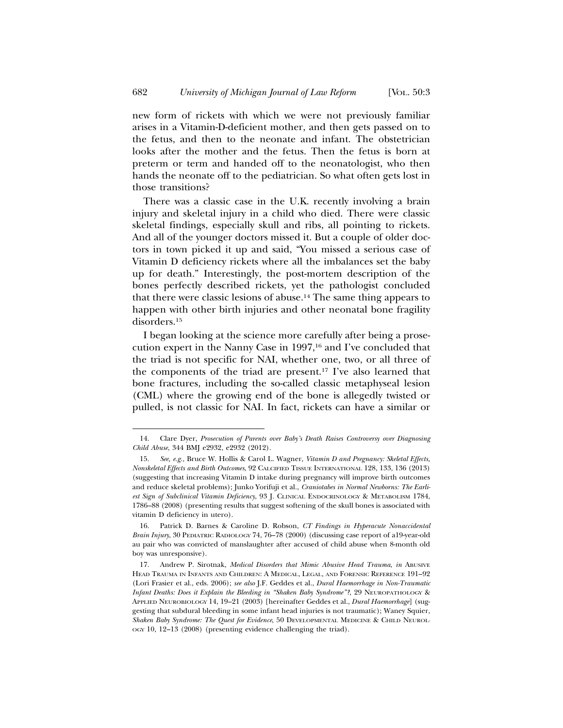new form of rickets with which we were not previously familiar arises in a Vitamin-D-deficient mother, and then gets passed on to the fetus, and then to the neonate and infant. The obstetrician looks after the mother and the fetus. Then the fetus is born at preterm or term and handed off to the neonatologist, who then hands the neonate off to the pediatrician. So what often gets lost in those transitions?

There was a classic case in the U.K. recently involving a brain injury and skeletal injury in a child who died. There were classic skeletal findings, especially skull and ribs, all pointing to rickets. And all of the younger doctors missed it. But a couple of older doctors in town picked it up and said, "You missed a serious case of Vitamin D deficiency rickets where all the imbalances set the baby up for death." Interestingly, the post-mortem description of the bones perfectly described rickets, yet the pathologist concluded that there were classic lesions of abuse.[14] The same thing appears to happen with other birth injuries and other neonatal bone fragility disorders.[15]

I began looking at the science more carefully after being a prosecution expert in the Nanny Case in 1997,[16] and I've concluded that the triad is not specific for NAI, whether one, two, or all three of the components of the triad are present.[17] I've also learned that bone fractures, including the so-called classic metaphyseal lesion (CML) where the growing end of the bone is allegedly twisted or pulled, is not classic for NAI. In fact, rickets can have a similar or

---

14. Clare Dyer, *Prosecution of Parents over Baby's Death Raises Controversy over Diagnosing Child Abuse*, 344 BMJ e2932, e2932 (2012).

15. *See, e.g.*, Bruce W. Hollis & Carol L. Wagner, *Vitamin D and Pregnancy: Skeletal Effects, Nonskeletal Effects and Birth Outcomes*, 92 CALCIFIED TISSUE INTERNATIONAL 128, 133, 136 (2013) (suggesting that increasing Vitamin D intake during pregnancy will improve birth outcomes and reduce skeletal problems); Junko Yorifuji et al., *Craniotabes in Normal Newborns: The Earliest Sign of Subclinical Vitamin Deficiency*, 93 J. CLINICAL ENDOCRINOLOGY & METABOLISM 1784, 1786–88 (2008) (presenting results that suggest softening of the skull bones is associated with vitamin D deficiency in utero).

16. Patrick D. Barnes & Caroline D. Robson, *CT Findings in Hyperacute Nonaccidental Brain Injury*, 30 PEDIATRIC RADIOLOGY 74, 76–78 (2000) (discussing case report of a19-year-old au pair who was convicted of manslaughter after accused of child abuse when 8-month old boy was unresponsive).

17. Andrew P. Sirotnak, *Medical Disorders that Mimic Abusive Head Trauma*, *in* ABUSIVE HEAD TRAUMA IN INFANTS AND CHILDREN: A MEDICAL, LEGAL, AND FORENSIC REFERENCE 191–92 (Lori Frasier et al., eds. 2006); *see also* J.F. Geddes et al., *Dural Haemorrhage in Non-Traumatic Infant Deaths: Does it Explain the Bleeding in "Shaken Baby Syndrome"?*, 29 NEUROPATHOLOGY & APPLIED NEUROBIOLOGY 14, 19–21 (2003) [hereinafter Geddes et al., *Dural Haemorrhage*] (suggesting that subdural bleeding in some infant head injuries is not traumatic); Waney Squier, *Shaken Baby Syndrome: The Quest for Evidence*, 50 DEVELOPMENTAL MEDICINE & CHILD NEUROLOGY 10, 12–13 (2008) (presenting evidence challenging the triad).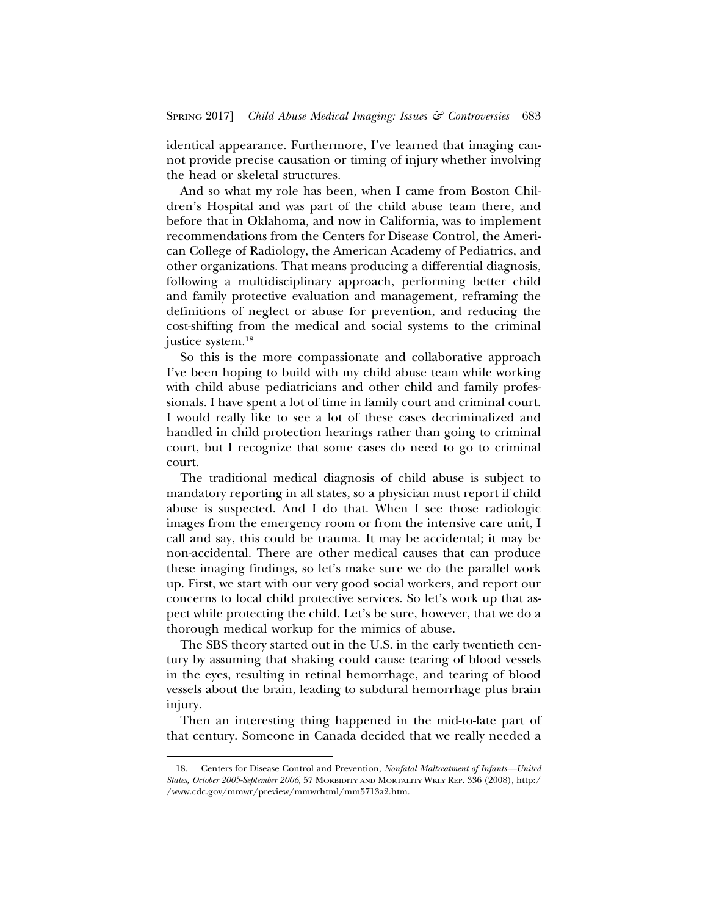identical appearance. Furthermore, I've learned that imaging cannot provide precise causation or timing of injury whether involving the head or skeletal structures.

And so what my role has been, when I came from Boston Children's Hospital and was part of the child abuse team there, and before that in Oklahoma, and now in California, was to implement recommendations from the Centers for Disease Control, the American College of Radiology, the American Academy of Pediatrics, and other organizations. That means producing a differential diagnosis, following a multidisciplinary approach, performing better child and family protective evaluation and management, reframing the definitions of neglect or abuse for prevention, and reducing the cost-shifting from the medical and social systems to the criminal justice system.[18]

So this is the more compassionate and collaborative approach I've been hoping to build with my child abuse team while working with child abuse pediatricians and other child and family professionals. I have spent a lot of time in family court and criminal court. I would really like to see a lot of these cases decriminalized and handled in child protection hearings rather than going to criminal court, but I recognize that some cases do need to go to criminal court.

The traditional medical diagnosis of child abuse is subject to mandatory reporting in all states, so a physician must report if child abuse is suspected. And I do that. When I see those radiologic images from the emergency room or from the intensive care unit, I call and say, this could be trauma. It may be accidental; it may be non-accidental. There are other medical causes that can produce these imaging findings, so let's make sure we do the parallel work up. First, we start with our very good social workers, and report our concerns to local child protective services. So let's work up that aspect while protecting the child. Let's be sure, however, that we do a thorough medical workup for the mimics of abuse.

The SBS theory started out in the U.S. in the early twentieth century by assuming that shaking could cause tearing of blood vessels in the eyes, resulting in retinal hemorrhage, and tearing of blood vessels about the brain, leading to subdural hemorrhage plus brain injury.

Then an interesting thing happened in the mid-to-late part of that century. Someone in Canada decided that we really needed a

---

18. Centers for Disease Control and Prevention, *Nonfatal Maltreatment of Infants—United States, October 2005-September 2006*, 57 MORBIDITY AND MORTALITY WKLY REP. 336 (2008), http://www.cdc.gov/mmwr/preview/mmwrhtml/mm5713a2.htm.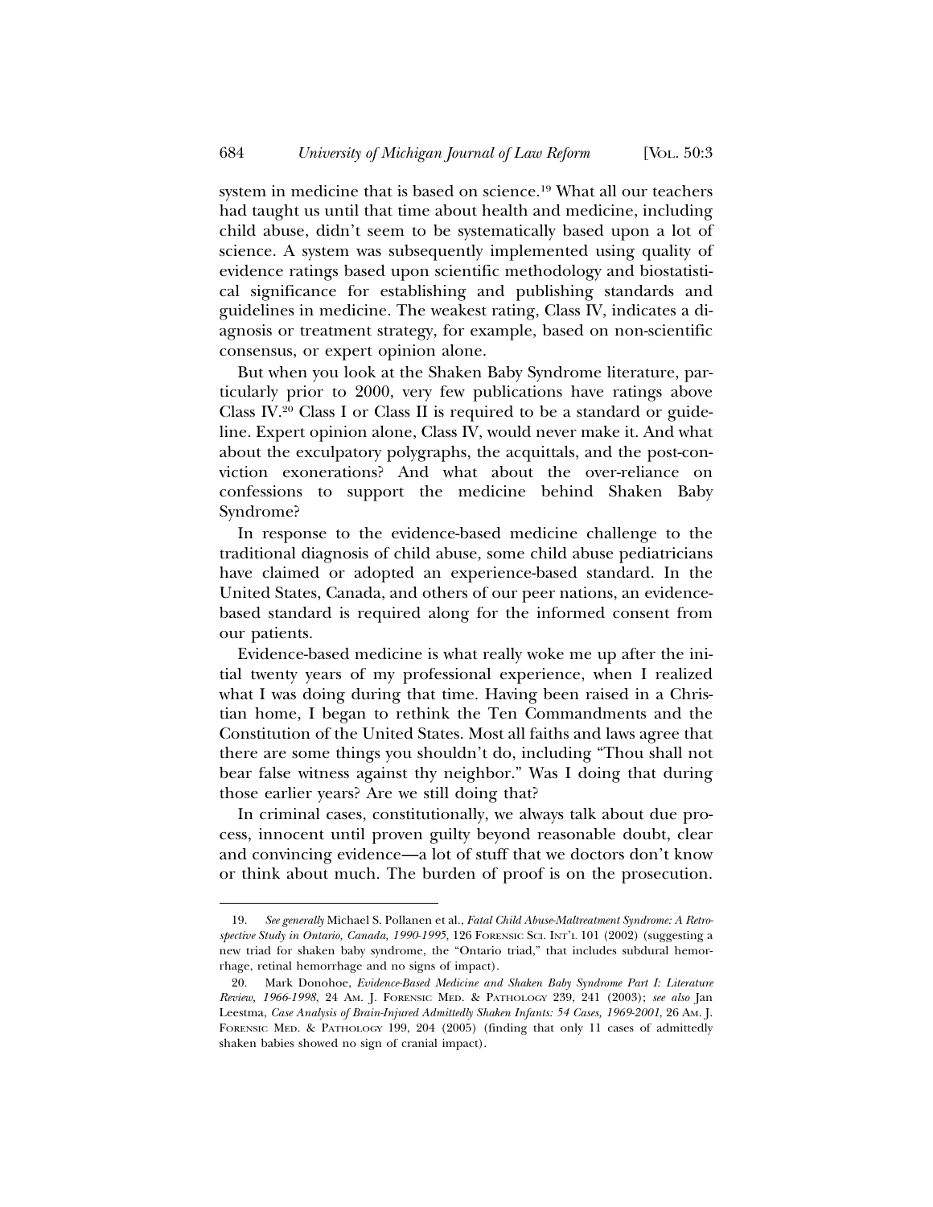system in medicine that is based on science.[19] What all our teachers had taught us until that time about health and medicine, including child abuse, didn't seem to be systematically based upon a lot of science. A system was subsequently implemented using quality of evidence ratings based upon scientific methodology and biostatistical significance for establishing and publishing standards and guidelines in medicine. The weakest rating, Class IV, indicates a diagnosis or treatment strategy, for example, based on non-scientific consensus, or expert opinion alone.

But when you look at the Shaken Baby Syndrome literature, particularly prior to 2000, very few publications have ratings above Class IV.[20] Class I or Class II is required to be a standard or guideline. Expert opinion alone, Class IV, would never make it. And what about the exculpatory polygraphs, the acquittals, and the post-conviction exonerations? And what about the over-reliance on confessions to support the medicine behind Shaken Baby Syndrome?

In response to the evidence-based medicine challenge to the traditional diagnosis of child abuse, some child abuse pediatricians have claimed or adopted an experience-based standard. In the United States, Canada, and others of our peer nations, an evidence-based standard is required along for the informed consent from our patients.

Evidence-based medicine is what really woke me up after the initial twenty years of my professional experience, when I realized what I was doing during that time. Having been raised in a Christian home, I began to rethink the Ten Commandments and the Constitution of the United States. Most all faiths and laws agree that there are some things you shouldn't do, including "Thou shall not bear false witness against thy neighbor." Was I doing that during those earlier years? Are we still doing that?

In criminal cases, constitutionally, we always talk about due process, innocent until proven guilty beyond reasonable doubt, clear and convincing evidence—a lot of stuff that we doctors don't know or think about much. The burden of proof is on the prosecution.

---

19. *See generally* Michael S. Pollanen et al., *Fatal Child Abuse-Maltreatment Syndrome: A Retrospective Study in Ontario, Canada, 1990-1995*, 126 Forensic Sci. Int'l 101 (2002) (suggesting a new triad for shaken baby syndrome, the "Ontario triad," that includes subdural hemorrhage, retinal hemorrhage and no signs of impact).

20. Mark Donohoe, *Evidence-Based Medicine and Shaken Baby Syndrome Part I: Literature Review, 1966-1998*, 24 Am. J. Forensic Med. & Pathology 239, 241 (2003); *see also* Jan Leestma, *Case Analysis of Brain-Injured Admittedly Shaken Infants: 54 Cases, 1969-2001*, 26 Am. J. Forensic Med. & Pathology 199, 204 (2005) (finding that only 11 cases of admittedly shaken babies showed no sign of cranial impact).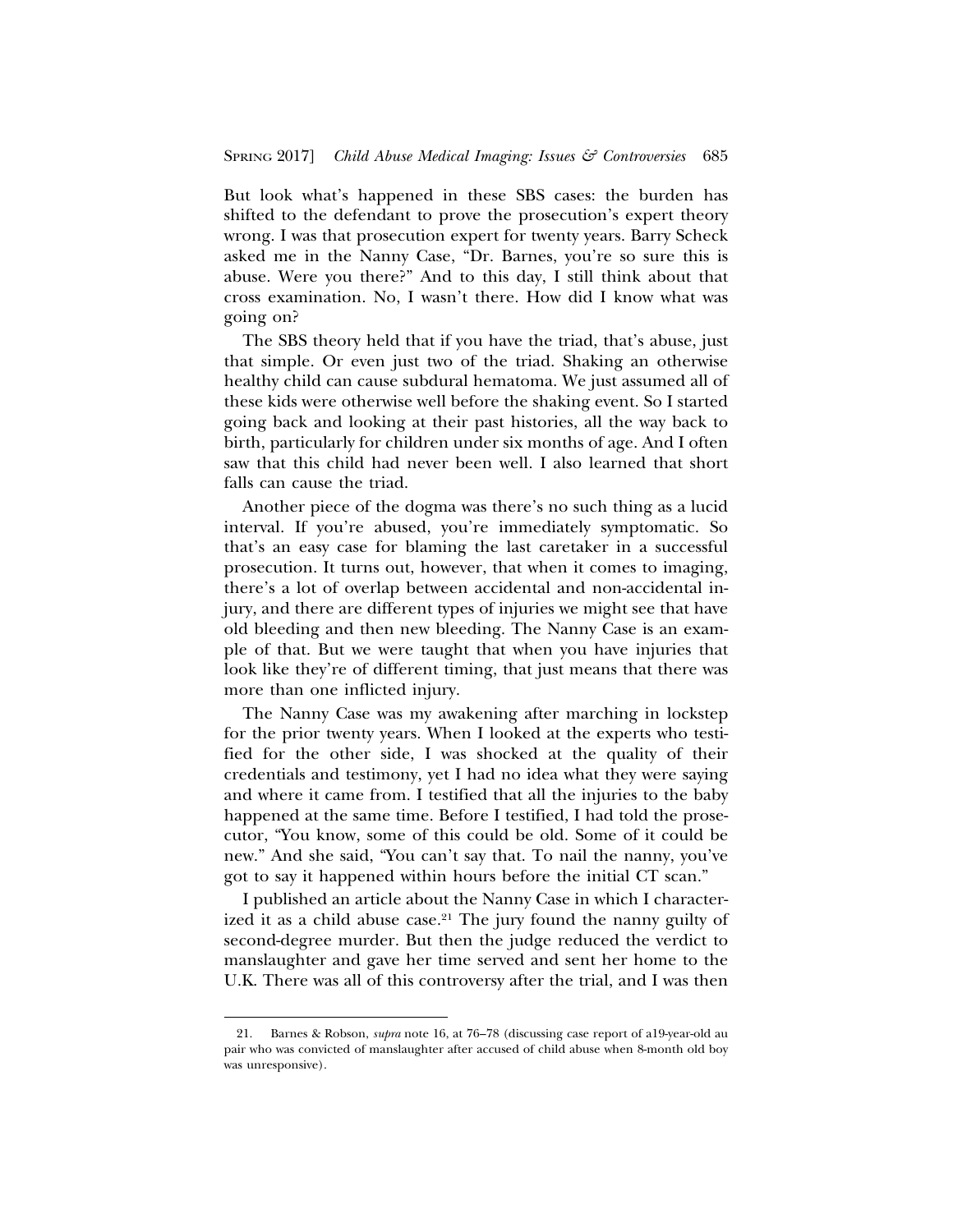But look what's happened in these SBS cases: the burden has shifted to the defendant to prove the prosecution's expert theory wrong. I was that prosecution expert for twenty years. Barry Scheck asked me in the Nanny Case, "Dr. Barnes, you're so sure this is abuse. Were you there?" And to this day, I still think about that cross examination. No, I wasn't there. How did I know what was going on?

The SBS theory held that if you have the triad, that's abuse, just that simple. Or even just two of the triad. Shaking an otherwise healthy child can cause subdural hematoma. We just assumed all of these kids were otherwise well before the shaking event. So I started going back and looking at their past histories, all the way back to birth, particularly for children under six months of age. And I often saw that this child had never been well. I also learned that short falls can cause the triad.

Another piece of the dogma was there's no such thing as a lucid interval. If you're abused, you're immediately symptomatic. So that's an easy case for blaming the last caretaker in a successful prosecution. It turns out, however, that when it comes to imaging, there's a lot of overlap between accidental and non-accidental injury, and there are different types of injuries we might see that have old bleeding and then new bleeding. The Nanny Case is an example of that. But we were taught that when you have injuries that look like they're of different timing, that just means that there was more than one inflicted injury.

The Nanny Case was my awakening after marching in lockstep for the prior twenty years. When I looked at the experts who testified for the other side, I was shocked at the quality of their credentials and testimony, yet I had no idea what they were saying and where it came from. I testified that all the injuries to the baby happened at the same time. Before I testified, I had told the prosecutor, "You know, some of this could be old. Some of it could be new." And she said, "You can't say that. To nail the nanny, you've got to say it happened within hours before the initial CT scan."

I published an article about the Nanny Case in which I characterized it as a child abuse case.[21] The jury found the nanny guilty of second-degree murder. But then the judge reduced the verdict to manslaughter and gave her time served and sent her home to the U.K. There was all of this controversy after the trial, and I was then

---

21. Barnes & Robson, *supra* note 16, at 76–78 (discussing case report of a19-year-old au pair who was convicted of manslaughter after accused of child abuse when 8-month old boy was unresponsive).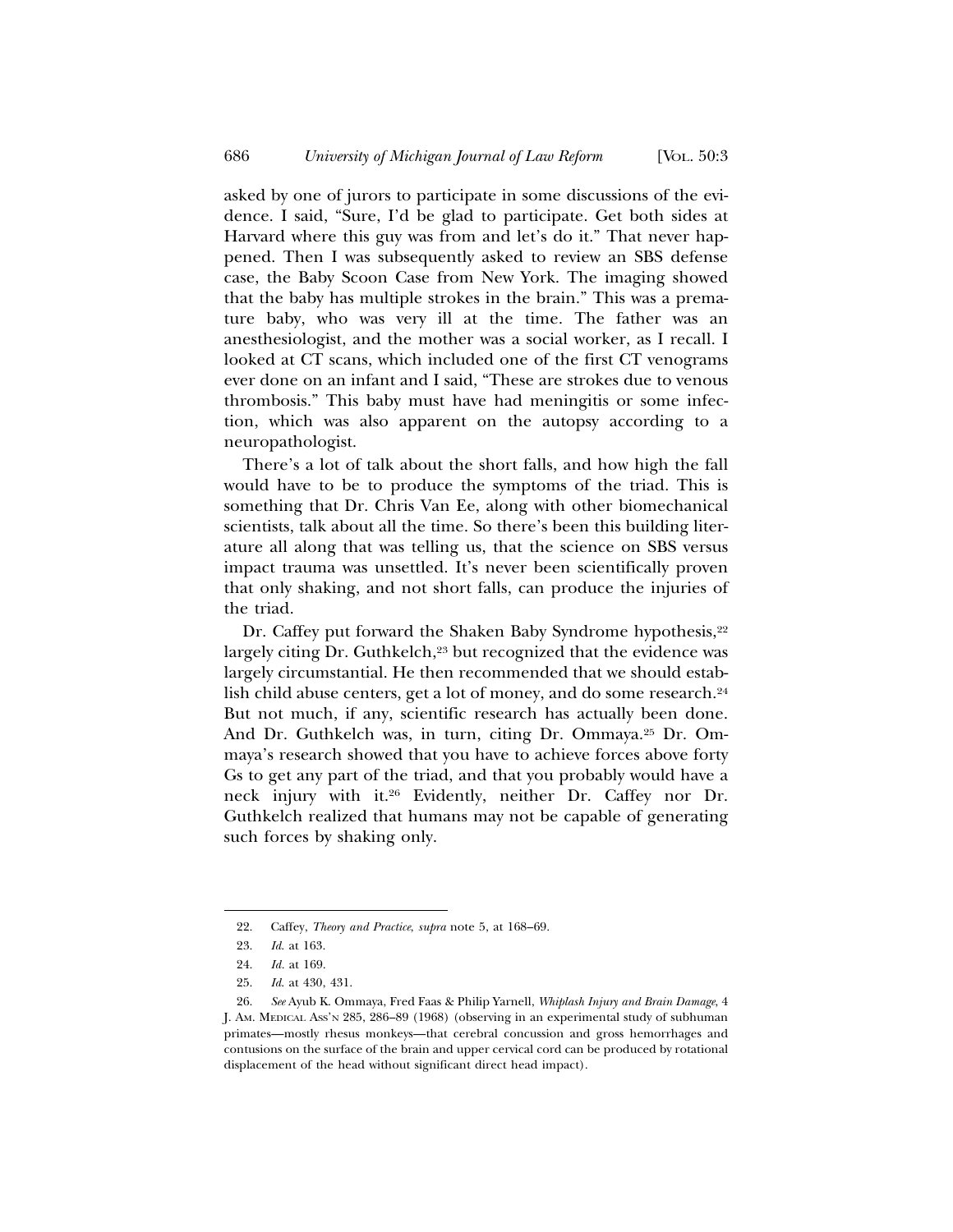asked by one of jurors to participate in some discussions of the evidence. I said, "Sure, I'd be glad to participate. Get both sides at Harvard where this guy was from and let's do it." That never happened. Then I was subsequently asked to review an SBS defense case, the Baby Scoon Case from New York. The imaging showed that the baby has multiple strokes in the brain." This was a premature baby, who was very ill at the time. The father was an anesthesiologist, and the mother was a social worker, as I recall. I looked at CT scans, which included one of the first CT venograms ever done on an infant and I said, "These are strokes due to venous thrombosis." This baby must have had meningitis or some infection, which was also apparent on the autopsy according to a neuropathologist.

There's a lot of talk about the short falls, and how high the fall would have to be to produce the symptoms of the triad. This is something that Dr. Chris Van Ee, along with other biomechanical scientists, talk about all the time. So there's been this building literature all along that was telling us, that the science on SBS versus impact trauma was unsettled. It's never been scientifically proven that only shaking, and not short falls, can produce the injuries of the triad.

Dr. Caffey put forward the Shaken Baby Syndrome hypothesis,[22] largely citing Dr. Guthkelch,[23] but recognized that the evidence was largely circumstantial. He then recommended that we should establish child abuse centers, get a lot of money, and do some research.[24] But not much, if any, scientific research has actually been done. And Dr. Guthkelch was, in turn, citing Dr. Ommaya.[25] Dr. Ommaya's research showed that you have to achieve forces above forty Gs to get any part of the triad, and that you probably would have a neck injury with it.[26] Evidently, neither Dr. Caffey nor Dr. Guthkelch realized that humans may not be capable of generating such forces by shaking only.

---

22. Caffey, *Theory and Practice*, *supra* note 5, at 168–69.

23. *Id.* at 163.

24. *Id.* at 169.

25. *Id.* at 430, 431.

26. *See* Ayub K. Ommaya, Fred Faas & Philip Yarnell, *Whiplash Injury and Brain Damage*, 4 J. AM. MEDICAL ASS'N 285, 286–89 (1968) (observing in an experimental study of subhuman primates—mostly rhesus monkeys—that cerebral concussion and gross hemorrhages and contusions on the surface of the brain and upper cervical cord can be produced by rotational displacement of the head without significant direct head impact).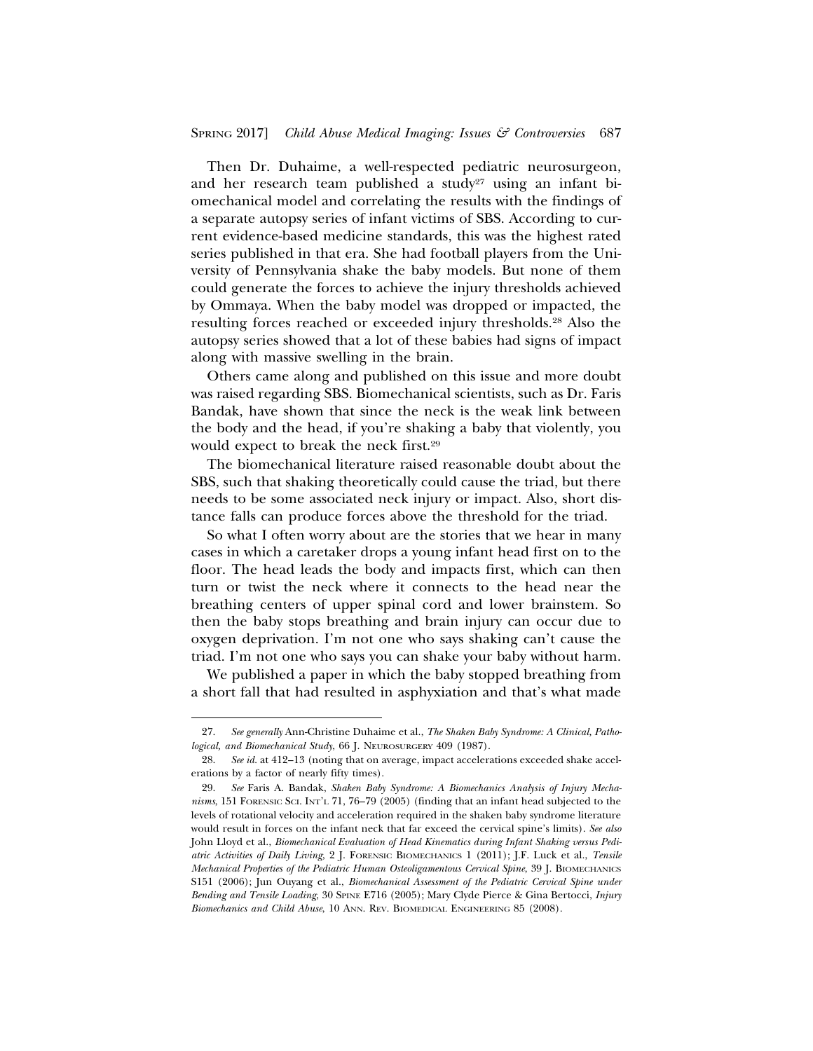Then Dr. Duhaime, a well-respected pediatric neurosurgeon, and her research team published a study[27] using an infant biomechanical model and correlating the results with the findings of a separate autopsy series of infant victims of SBS. According to current evidence-based medicine standards, this was the highest rated series published in that era. She had football players from the University of Pennsylvania shake the baby models. But none of them could generate the forces to achieve the injury thresholds achieved by Ommaya. When the baby model was dropped or impacted, the resulting forces reached or exceeded injury thresholds.[28] Also the autopsy series showed that a lot of these babies had signs of impact along with massive swelling in the brain.

Others came along and published on this issue and more doubt was raised regarding SBS. Biomechanical scientists, such as Dr. Faris Bandak, have shown that since the neck is the weak link between the body and the head, if you're shaking a baby that violently, you would expect to break the neck first.[29]

The biomechanical literature raised reasonable doubt about the SBS, such that shaking theoretically could cause the triad, but there needs to be some associated neck injury or impact. Also, short distance falls can produce forces above the threshold for the triad.

So what I often worry about are the stories that we hear in many cases in which a caretaker drops a young infant head first on to the floor. The head leads the body and impacts first, which can then turn or twist the neck where it connects to the head near the breathing centers of upper spinal cord and lower brainstem. So then the baby stops breathing and brain injury can occur due to oxygen deprivation. I'm not one who says shaking can't cause the triad. I'm not one who says you can shake your baby without harm.

We published a paper in which the baby stopped breathing from a short fall that had resulted in asphyxiation and that's what made

---

27. *See generally* Ann-Christine Duhaime et al., *The Shaken Baby Syndrome: A Clinical, Pathological, and Biomechanical Study*, 66 J. NEUROSURGERY 409 (1987).

28. *See id.* at 412–13 (noting that on average, impact accelerations exceeded shake accelerations by a factor of nearly fifty times).

29. *See* Faris A. Bandak, *Shaken Baby Syndrome: A Biomechanics Analysis of Injury Mechanisms*, 151 FORENSIC SCI. INT'L 71, 76–79 (2005) (finding that an infant head subjected to the levels of rotational velocity and acceleration required in the shaken baby syndrome literature would result in forces on the infant neck that far exceed the cervical spine's limits). *See also* John Lloyd et al., *Biomechanical Evaluation of Head Kinematics during Infant Shaking versus Pediatric Activities of Daily Living*, 2 J. FORENSIC BIOMECHANICS 1 (2011); J.F. Luck et al., *Tensile Mechanical Properties of the Pediatric Human Osteoligamentous Cervical Spine*, 39 J. BIOMECHANICS S151 (2006); Jun Ouyang et al., *Biomechanical Assessment of the Pediatric Cervical Spine under Bending and Tensile Loading*, 30 SPINE E716 (2005); Mary Clyde Pierce & Gina Bertocci, *Injury Biomechanics and Child Abuse*, 10 ANN. REV. BIOMEDICAL ENGINEERING 85 (2008).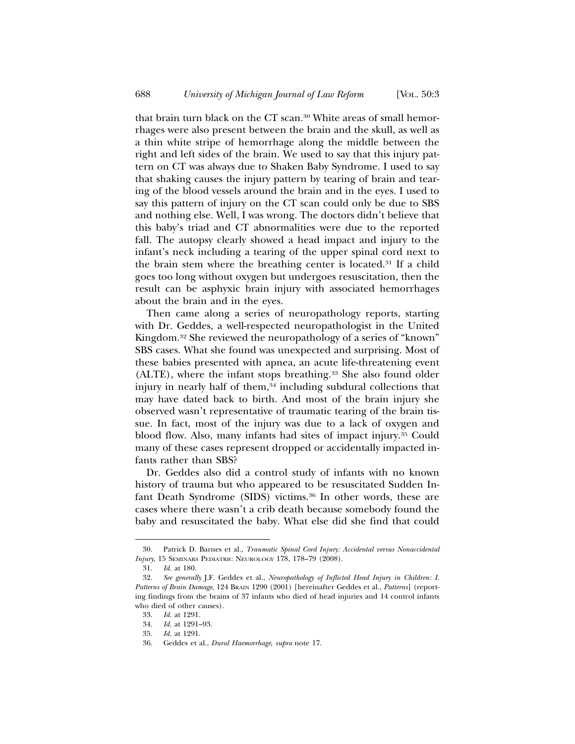that brain turn black on the CT scan.[30] White areas of small hemorrhages were also present between the brain and the skull, as well as a thin white stripe of hemorrhage along the middle between the right and left sides of the brain. We used to say that this injury pattern on CT was always due to Shaken Baby Syndrome. I used to say that shaking causes the injury pattern by tearing of brain and tearing of the blood vessels around the brain and in the eyes. I used to say this pattern of injury on the CT scan could only be due to SBS and nothing else. Well, I was wrong. The doctors didn't believe that this baby's triad and CT abnormalities were due to the reported fall. The autopsy clearly showed a head impact and injury to the infant's neck including a tearing of the upper spinal cord next to the brain stem where the breathing center is located.[31] If a child goes too long without oxygen but undergoes resuscitation, then the result can be asphyxic brain injury with associated hemorrhages about the brain and in the eyes.

Then came along a series of neuropathology reports, starting with Dr. Geddes, a well-respected neuropathologist in the United Kingdom.[32] She reviewed the neuropathology of a series of "known" SBS cases. What she found was unexpected and surprising. Most of these babies presented with apnea, an acute life-threatening event (ALTE), where the infant stops breathing.[33] She also found older injury in nearly half of them,[34] including subdural collections that may have dated back to birth. And most of the brain injury she observed wasn't representative of traumatic tearing of the brain tissue. In fact, most of the injury was due to a lack of oxygen and blood flow. Also, many infants had sites of impact injury.[35] Could many of these cases represent dropped or accidentally impacted infants rather than SBS?

Dr. Geddes also did a control study of infants with no known history of trauma but who appeared to be resuscitated Sudden Infant Death Syndrome (SIDS) victims.[36] In other words, these are cases where there wasn't a crib death because somebody found the baby and resuscitated the baby. What else did she find that could

---

30. Patrick D. Barnes et al., *Traumatic Spinal Cord Injury: Accidental versus Nonaccidental Injury*, 15 Seminars Pediatric Neurology 178, 178–79 (2008).

31. *Id.* at 180.

32. *See generally* J.F. Geddes et al., *Neuropathology of Inflicted Head Injury in Children: I. Patterns of Brain Damage*, 124 Brain 1290 (2001) [hereinafter Geddes et al., *Patterns*] (reporting findings from the brains of 37 infants who died of head injuries and 14 control infants who died of other causes).

33. *Id.* at 1291.

34. *Id.* at 1291–93.

35. *Id.* at 1291.

36. Geddes et al., *Dural Haemorrhage*, *supra* note 17.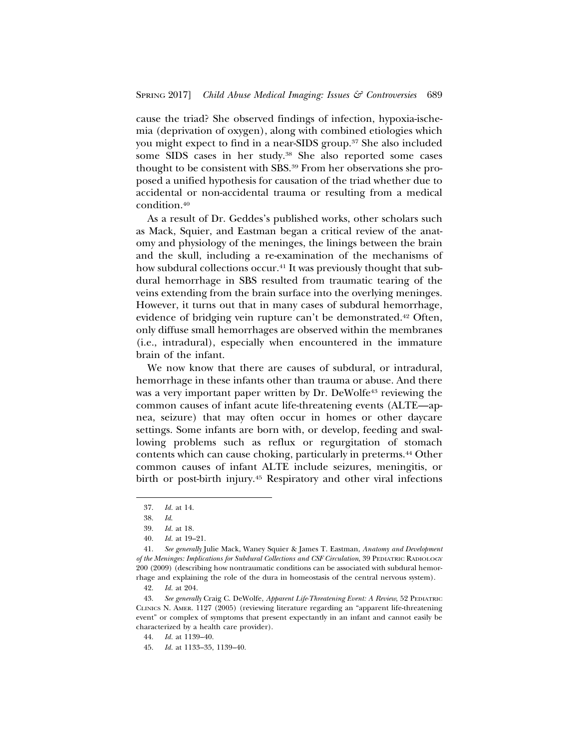cause the triad? She observed findings of infection, hypoxia-ischemia (deprivation of oxygen), along with combined etiologies which you might expect to find in a near-SIDS group.[37] She also included some SIDS cases in her study.[38] She also reported some cases thought to be consistent with SBS.[39] From her observations she proposed a unified hypothesis for causation of the triad whether due to accidental or non-accidental trauma or resulting from a medical condition.[40]

As a result of Dr. Geddes's published works, other scholars such as Mack, Squier, and Eastman began a critical review of the anatomy and physiology of the meninges, the linings between the brain and the skull, including a re-examination of the mechanisms of how subdural collections occur.[41] It was previously thought that subdural hemorrhage in SBS resulted from traumatic tearing of the veins extending from the brain surface into the overlying meninges. However, it turns out that in many cases of subdural hemorrhage, evidence of bridging vein rupture can't be demonstrated.[42] Often, only diffuse small hemorrhages are observed within the membranes (i.e., intradural), especially when encountered in the immature brain of the infant.

We now know that there are causes of subdural, or intradural, hemorrhage in these infants other than trauma or abuse. And there was a very important paper written by Dr. DeWolfe[43] reviewing the common causes of infant acute life-threatening events (ALTE—apnea, seizure) that may often occur in homes or other daycare settings. Some infants are born with, or develop, feeding and swallowing problems such as reflux or regurgitation of stomach contents which can cause choking, particularly in preterms.[44] Other common causes of infant ALTE include seizures, meningitis, or birth or post-birth injury.[45] Respiratory and other viral infections

---

37. *Id.* at 14.

38. *Id.*

39. *Id.* at 18.

40. *Id.* at 19–21.

41. *See generally* Julie Mack, Waney Squier & James T. Eastman, *Anatomy and Development of the Meninges: Implications for Subdural Collections and CSF Circulation*, 39 PEDIATRIC RADIOLOGY 200 (2009) (describing how nontraumatic conditions can be associated with subdural hemorrhage and explaining the role of the dura in homeostasis of the central nervous system).

42. *Id.* at 204.

43. *See generally* Craig C. DeWolfe, *Apparent Life-Threatening Event: A Review*, 52 PEDIATRIC CLINICS N. AMER. 1127 (2005) (reviewing literature regarding an "apparent life-threatening event" or complex of symptoms that present expectantly in an infant and cannot easily be characterized by a health care provider).

44. *Id.* at 1139–40.

45. *Id.* at 1133–35, 1139–40.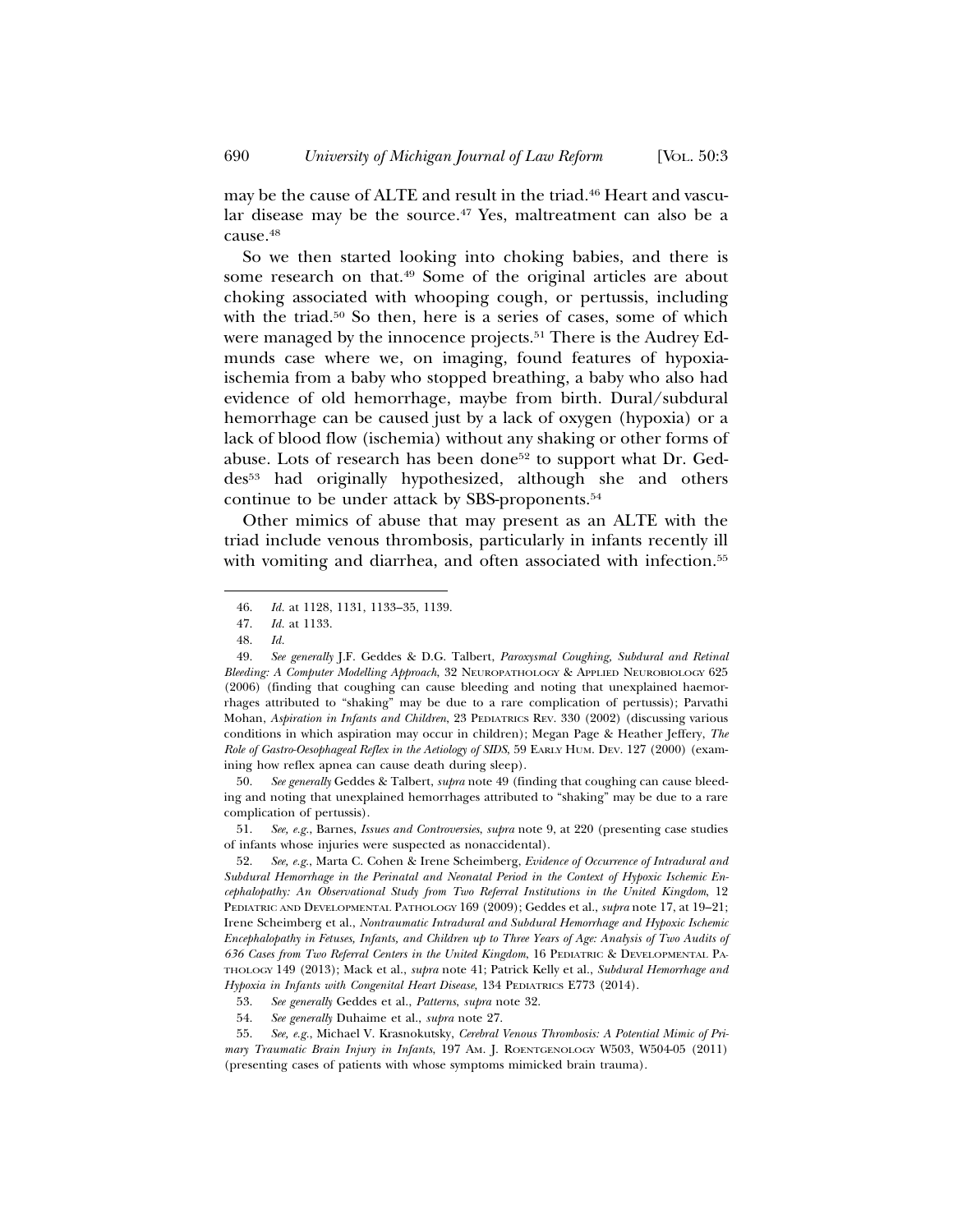may be the cause of ALTE and result in the triad.[46] Heart and vascular disease may be the source.[47] Yes, maltreatment can also be a cause.[48]

So we then started looking into choking babies, and there is some research on that.[49] Some of the original articles are about choking associated with whooping cough, or pertussis, including with the triad.[50] So then, here is a series of cases, some of which were managed by the innocence projects.[51] There is the Audrey Edmunds case where we, on imaging, found features of hypoxia-ischemia from a baby who stopped breathing, a baby who also had evidence of old hemorrhage, maybe from birth. Dural/subdural hemorrhage can be caused just by a lack of oxygen (hypoxia) or a lack of blood flow (ischemia) without any shaking or other forms of abuse. Lots of research has been done[52] to support what Dr. Geddes[53] had originally hypothesized, although she and others continue to be under attack by SBS-proponents.[54]

Other mimics of abuse that may present as an ALTE with the triad include venous thrombosis, particularly in infants recently ill with vomiting and diarrhea, and often associated with infection.[55]

---

46. *Id.* at 1128, 1131, 1133–35, 1139.

47. *Id.* at 1133.

48. *Id.*

49. *See generally* J.F. Geddes & D.G. Talbert, *Paroxysmal Coughing, Subdural and Retinal Bleeding: A Computer Modelling Approach*, 32 NEUROPATHOLOGY & APPLIED NEUROBIOLOGY 625 (2006) (finding that coughing can cause bleeding and noting that unexplained haemorrhages attributed to "shaking" may be due to a rare complication of pertussis); Parvathi Mohan, *Aspiration in Infants and Children*, 23 PEDIATRICS REV. 330 (2002) (discussing various conditions in which aspiration may occur in children); Megan Page & Heather Jeffery, *The Role of Gastro-Oesophageal Reflex in the Aetiology of SIDS*, 59 EARLY HUM. DEV. 127 (2000) (examining how reflex apnea can cause death during sleep).

50. *See generally* Geddes & Talbert, *supra* note 49 (finding that coughing can cause bleeding and noting that unexplained hemorrhages attributed to "shaking" may be due to a rare complication of pertussis).

51. *See, e.g.*, Barnes, *Issues and Controversies*, *supra* note 9, at 220 (presenting case studies of infants whose injuries were suspected as nonaccidental).

52. *See, e.g.*, Marta C. Cohen & Irene Scheimberg, *Evidence of Occurrence of Intradural and Subdural Hemorrhage in the Perinatal and Neonatal Period in the Context of Hypoxic Ischemic Encephalopathy: An Observational Study from Two Referral Institutions in the United Kingdom*, 12 PEDIATRIC AND DEVELOPMENTAL PATHOLOGY 169 (2009); Geddes et al., *supra* note 17, at 19–21; Irene Scheimberg et al., *Nontraumatic Intradural and Subdural Hemorrhage and Hypoxic Ischemic Encephalopathy in Fetuses, Infants, and Children up to Three Years of Age: Analysis of Two Audits of 636 Cases from Two Referral Centers in the United Kingdom*, 16 PEDIATRIC & DEVELOPMENTAL PATHOLOGY 149 (2013); Mack et al., *supra* note 41; Patrick Kelly et al., *Subdural Hemorrhage and Hypoxia in Infants with Congenital Heart Disease*, 134 PEDIATRICS E773 (2014).

53. *See generally* Geddes et al., *Patterns*, *supra* note 32.

54. *See generally* Duhaime et al., *supra* note 27.

55. *See, e.g.*, Michael V. Krasnokutsky, *Cerebral Venous Thrombosis: A Potential Mimic of Primary Traumatic Brain Injury in Infants*, 197 AM. J. ROENTGENOLOGY W503, W504-05 (2011) (presenting cases of patients with whose symptoms mimicked brain trauma).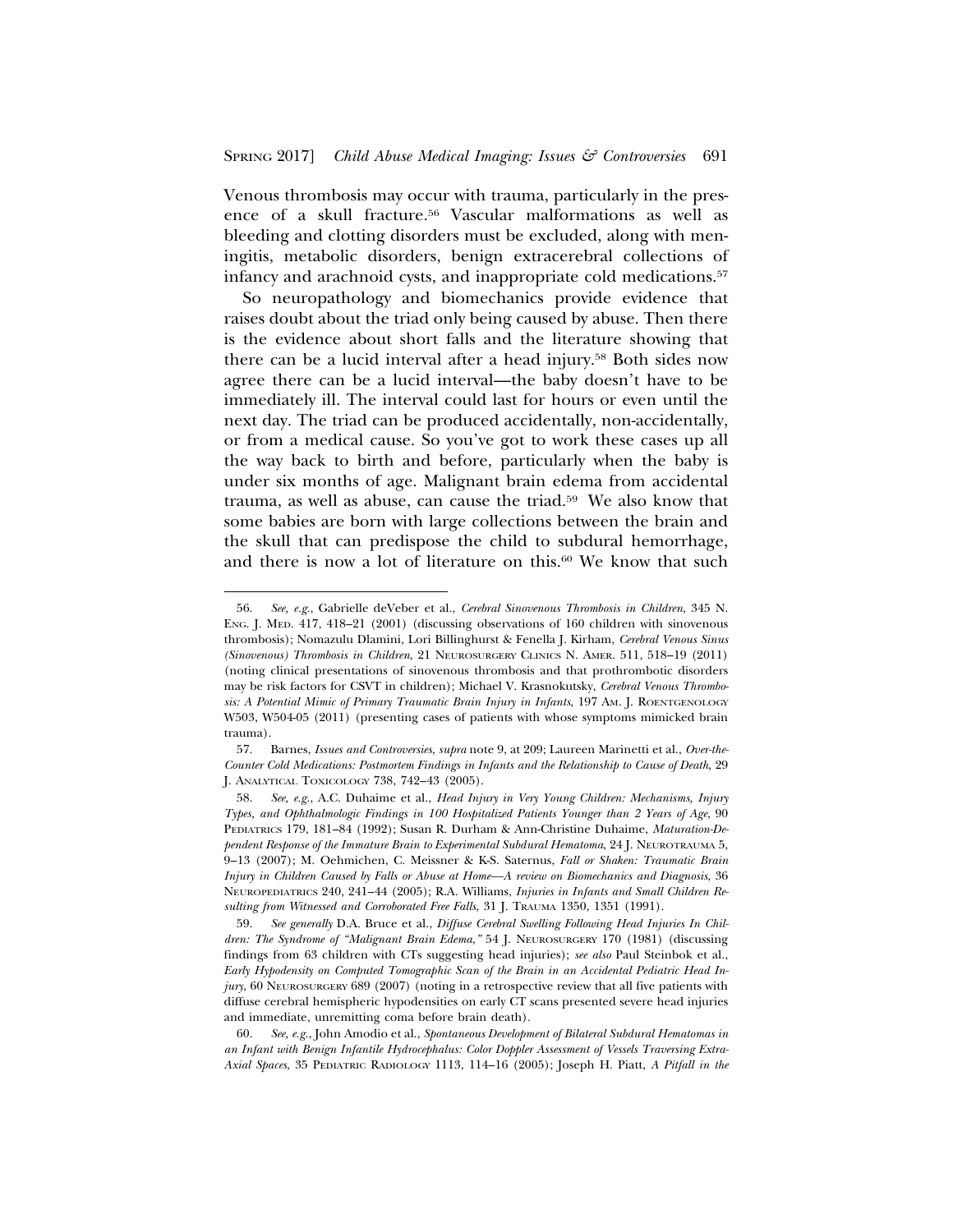Venous thrombosis may occur with trauma, particularly in the presence of a skull fracture.[56] Vascular malformations as well as bleeding and clotting disorders must be excluded, along with meningitis, metabolic disorders, benign extracerebral collections of infancy and arachnoid cysts, and inappropriate cold medications.[57]

So neuropathology and biomechanics provide evidence that raises doubt about the triad only being caused by abuse. Then there is the evidence about short falls and the literature showing that there can be a lucid interval after a head injury.[58] Both sides now agree there can be a lucid interval—the baby doesn't have to be immediately ill. The interval could last for hours or even until the next day. The triad can be produced accidentally, non-accidentally, or from a medical cause. So you've got to work these cases up all the way back to birth and before, particularly when the baby is under six months of age. Malignant brain edema from accidental trauma, as well as abuse, can cause the triad.[59] We also know that some babies are born with large collections between the brain and the skull that can predispose the child to subdural hemorrhage, and there is now a lot of literature on this.[60] We know that such

---

56. *See, e.g.*, Gabrielle deVeber et al., *Cerebral Sinovenous Thrombosis in Children*, 345 N. ENG. J. MED. 417, 418–21 (2001) (discussing observations of 160 children with sinovenous thrombosis); Nomazulu Dlamini, Lori Billinghurst & Fenella J. Kirham, *Cerebral Venous Sinus (Sinovenous) Thrombosis in Children*, 21 NEUROSURGERY CLINICS N. AMER. 511, 518–19 (2011) (noting clinical presentations of sinovenous thrombosis and that prothrombotic disorders may be risk factors for CSVT in children); Michael V. Krasnokutsky, *Cerebral Venous Thrombosis: A Potential Mimic of Primary Traumatic Brain Injury in Infants*, 197 AM. J. ROENTGENOLOGY W503, W504-05 (2011) (presenting cases of patients with whose symptoms mimicked brain trauma).

57. Barnes, *Issues and Controversies*, *supra* note 9, at 209; Laureen Marinetti et al., *Over-the-Counter Cold Medications: Postmortem Findings in Infants and the Relationship to Cause of Death*, 29 J. ANALYTICAL TOXICOLOGY 738, 742–43 (2005).

58. *See, e.g.*, A.C. Duhaime et al., *Head Injury in Very Young Children: Mechanisms, Injury Types, and Ophthalmologic Findings in 100 Hospitalized Patients Younger than 2 Years of Age*, 90 PEDIATRICS 179, 181–84 (1992); Susan R. Durham & Ann-Christine Duhaime, *Maturation-Dependent Response of the Immature Brain to Experimental Subdural Hematoma*, 24 J. NEUROTRAUMA 5, 9–13 (2007); M. Oehmichen, C. Meissner & K-S. Saternus, *Fall or Shaken: Traumatic Brain Injury in Children Caused by Falls or Abuse at Home—A review on Biomechanics and Diagnosis*, 36 NEUROPEDIATRICS 240, 241–44 (2005); R.A. Williams, *Injuries in Infants and Small Children Resulting from Witnessed and Corroborated Free Falls*, 31 J. TRAUMA 1350, 1351 (1991).

59. *See generally* D.A. Bruce et al., *Diffuse Cerebral Swelling Following Head Injuries In Children: The Syndrome of "Malignant Brain Edema,"* 54 J. NEUROSURGERY 170 (1981) (discussing findings from 63 children with CTs suggesting head injuries); *see also* Paul Steinbok et al., *Early Hypodensity on Computed Tomographic Scan of the Brain in an Accidental Pediatric Head Injury*, 60 NEUROSURGERY 689 (2007) (noting in a retrospective review that all five patients with diffuse cerebral hemispheric hypodensities on early CT scans presented severe head injuries and immediate, unremitting coma before brain death).

60. *See, e.g.*, John Amodio et al., *Spontaneous Development of Bilateral Subdural Hematomas in an Infant with Benign Infantile Hydrocephalus: Color Doppler Assessment of Vessels Traversing Extra-Axial Spaces*, 35 PEDIATRIC RADIOLOGY 1113, 114–16 (2005); Joseph H. Piatt, *A Pitfall in the*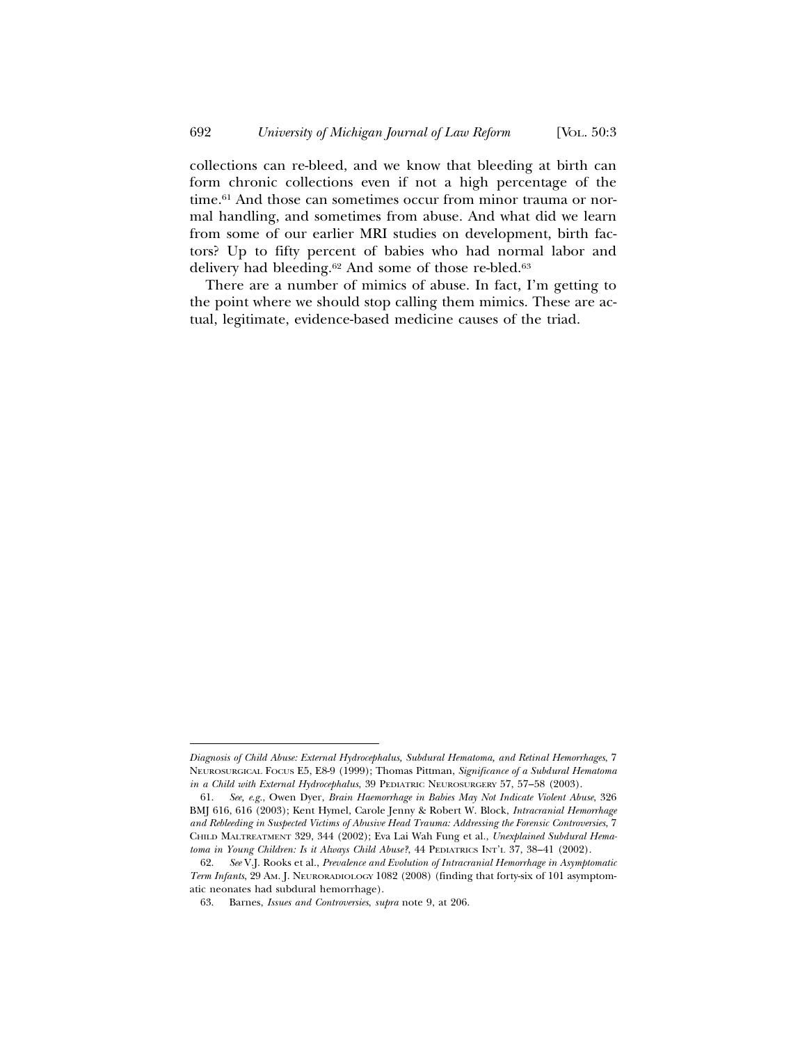collections can re-bleed, and we know that bleeding at birth can form chronic collections even if not a high percentage of the time.[61] And those can sometimes occur from minor trauma or normal handling, and sometimes from abuse. And what did we learn from some of our earlier MRI studies on development, birth factors? Up to fifty percent of babies who had normal labor and delivery had bleeding.[62] And some of those re-bled.[63]

There are a number of mimics of abuse. In fact, I'm getting to the point where we should stop calling them mimics. These are actual, legitimate, evidence-based medicine causes of the triad.

---

*Diagnosis of Child Abuse: External Hydrocephalus, Subdural Hematoma, and Retinal Hemorrhages*, 7 NEUROSURGICAL FOCUS E5, E8-9 (1999); Thomas Pittman, *Significance of a Subdural Hematoma in a Child with External Hydrocephalus*, 39 PEDIATRIC NEUROSURGERY 57, 57–58 (2003).

61. *See, e.g.*, Owen Dyer, *Brain Haemorrhage in Babies May Not Indicate Violent Abuse*, 326 BMJ 616, 616 (2003); Kent Hymel, Carole Jenny & Robert W. Block, *Intracranial Hemorrhage and Rebleeding in Suspected Victims of Abusive Head Trauma: Addressing the Forensic Controversies*, 7 CHILD MALTREATMENT 329, 344 (2002); Eva Lai Wah Fung et al., *Unexplained Subdural Hematoma in Young Children: Is it Always Child Abuse?*, 44 PEDIATRICS INT'L 37, 38–41 (2002).

62. *See* V.J. Rooks et al., *Prevalence and Evolution of Intracranial Hemorrhage in Asymptomatic Term Infants*, 29 AM. J. NEURORADIOLOGY 1082 (2008) (finding that forty-six of 101 asymptomatic neonates had subdural hemorrhage).

63. Barnes, *Issues and Controversies*, *supra* note 9, at 206.